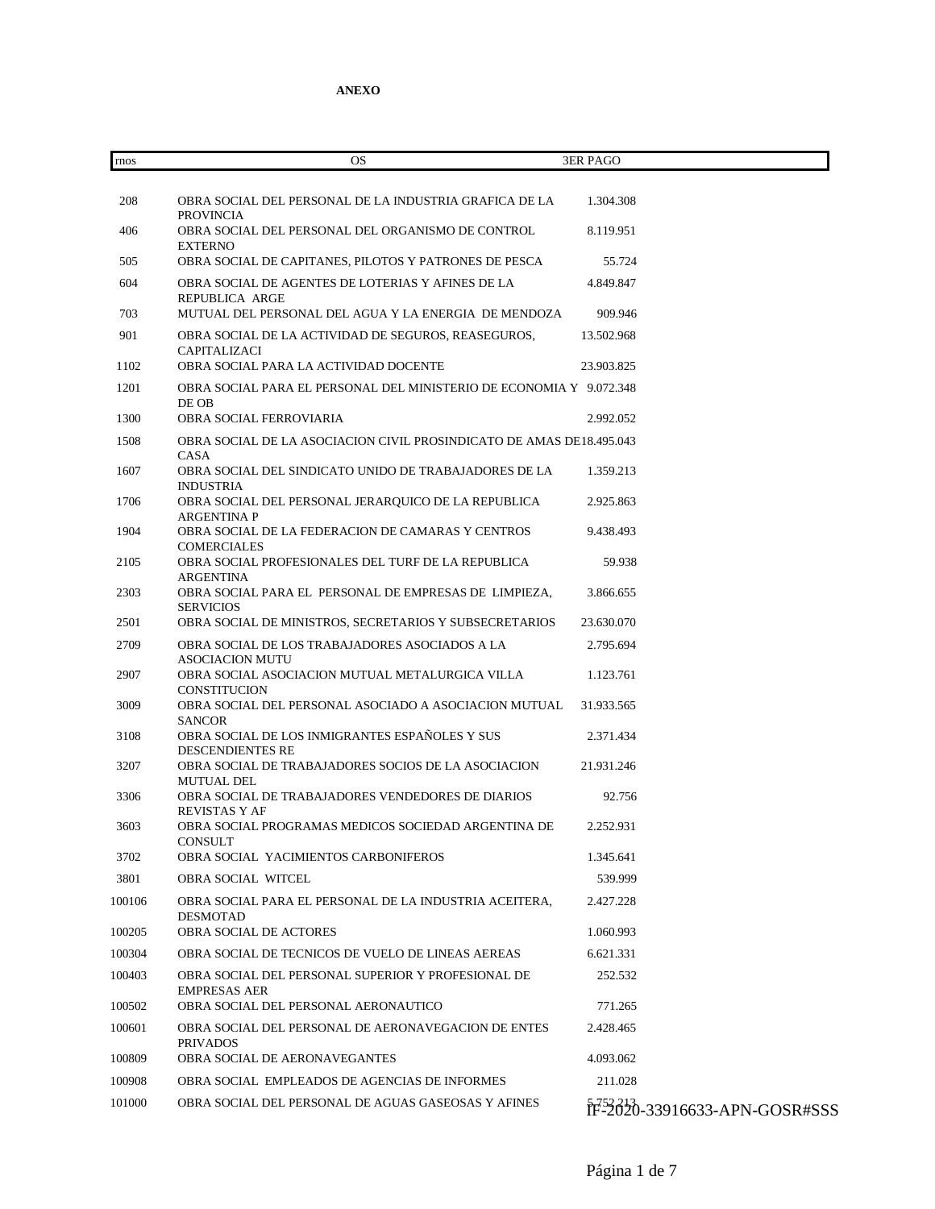**ANEXO**

| rnos | OS | 3ER PAGO |
|---|---|---|
| 208 | OBRA SOCIAL DEL PERSONAL DE LA INDUSTRIA GRAFICA DE LA PROVINCIA | 1.304.308 |
| 406 | OBRA SOCIAL DEL PERSONAL DEL ORGANISMO DE CONTROL EXTERNO | 8.119.951 |
| 505 | OBRA SOCIAL DE CAPITANES, PILOTOS Y PATRONES DE PESCA | 55.724 |
| 604 | OBRA SOCIAL DE AGENTES DE LOTERIAS Y AFINES DE LA REPUBLICA ARGE | 4.849.847 |
| 703 | MUTUAL DEL PERSONAL DEL AGUA Y LA ENERGIA DE MENDOZA | 909.946 |
| 901 | OBRA SOCIAL DE LA ACTIVIDAD DE SEGUROS, REASEGUROS, CAPITALIZACI | 13.502.968 |
| 1102 | OBRA SOCIAL PARA LA ACTIVIDAD DOCENTE | 23.903.825 |
| 1201 | OBRA SOCIAL PARA EL PERSONAL DEL MINISTERIO DE ECONOMIA Y DE OB | 9.072.348 |
| 1300 | OBRA SOCIAL FERROVIARIA | 2.992.052 |
| 1508 | OBRA SOCIAL DE LA ASOCIACION CIVIL PROSINDICATO DE AMAS DE CASA | 18.495.043 |
| 1607 | OBRA SOCIAL DEL SINDICATO UNIDO DE TRABAJADORES DE LA INDUSTRIA | 1.359.213 |
| 1706 | OBRA SOCIAL DEL PERSONAL JERARQUICO DE LA REPUBLICA ARGENTINA P | 2.925.863 |
| 1904 | OBRA SOCIAL DE LA FEDERACION DE CAMARAS Y CENTROS COMERCIALES | 9.438.493 |
| 2105 | OBRA SOCIAL PROFESIONALES DEL TURF DE LA REPUBLICA ARGENTINA | 59.938 |
| 2303 | OBRA SOCIAL PARA EL PERSONAL DE EMPRESAS DE LIMPIEZA, SERVICIOS | 3.866.655 |
| 2501 | OBRA SOCIAL DE MINISTROS, SECRETARIOS Y SUBSECRETARIOS | 23.630.070 |
| 2709 | OBRA SOCIAL DE LOS TRABAJADORES ASOCIADOS A LA ASOCIACION MUTU | 2.795.694 |
| 2907 | OBRA SOCIAL ASOCIACION MUTUAL METALURGICA VILLA CONSTITUCION | 1.123.761 |
| 3009 | OBRA SOCIAL DEL PERSONAL ASOCIADO A ASOCIACION MUTUAL SANCOR | 31.933.565 |
| 3108 | OBRA SOCIAL DE LOS INMIGRANTES ESPAÑOLES Y SUS DESCENDIENTES RE | 2.371.434 |
| 3207 | OBRA SOCIAL DE TRABAJADORES SOCIOS DE LA ASOCIACION MUTUAL DEL | 21.931.246 |
| 3306 | OBRA SOCIAL DE TRABAJADORES VENDEDORES DE DIARIOS REVISTAS Y AF | 92.756 |
| 3603 | OBRA SOCIAL PROGRAMAS MEDICOS SOCIEDAD ARGENTINA DE CONSULT | 2.252.931 |
| 3702 | OBRA SOCIAL YACIMIENTOS CARBONIFEROS | 1.345.641 |
| 3801 | OBRA SOCIAL WITCEL | 539.999 |
| 100106 | OBRA SOCIAL PARA EL PERSONAL DE LA INDUSTRIA ACEITERA, DESMOTAD | 2.427.228 |
| 100205 | OBRA SOCIAL DE ACTORES | 1.060.993 |
| 100304 | OBRA SOCIAL DE TECNICOS DE VUELO DE LINEAS AEREAS | 6.621.331 |
| 100403 | OBRA SOCIAL DEL PERSONAL SUPERIOR Y PROFESIONAL DE EMPRESAS AER | 252.532 |
| 100502 | OBRA SOCIAL DEL PERSONAL AERONAUTICO | 771.265 |
| 100601 | OBRA SOCIAL DEL PERSONAL DE AERONAVEGACION DE ENTES PRIVADOS | 2.428.465 |
| 100809 | OBRA SOCIAL DE AERONAVEGANTES | 4.093.062 |
| 100908 | OBRA SOCIAL EMPLEADOS DE AGENCIAS DE INFORMES | 211.028 |
| 101000 | OBRA SOCIAL DEL PERSONAL DE AGUAS GASEOSAS Y AFINES | 5.752.213 |

IF-2020-33916633-APN-GOSR#SSS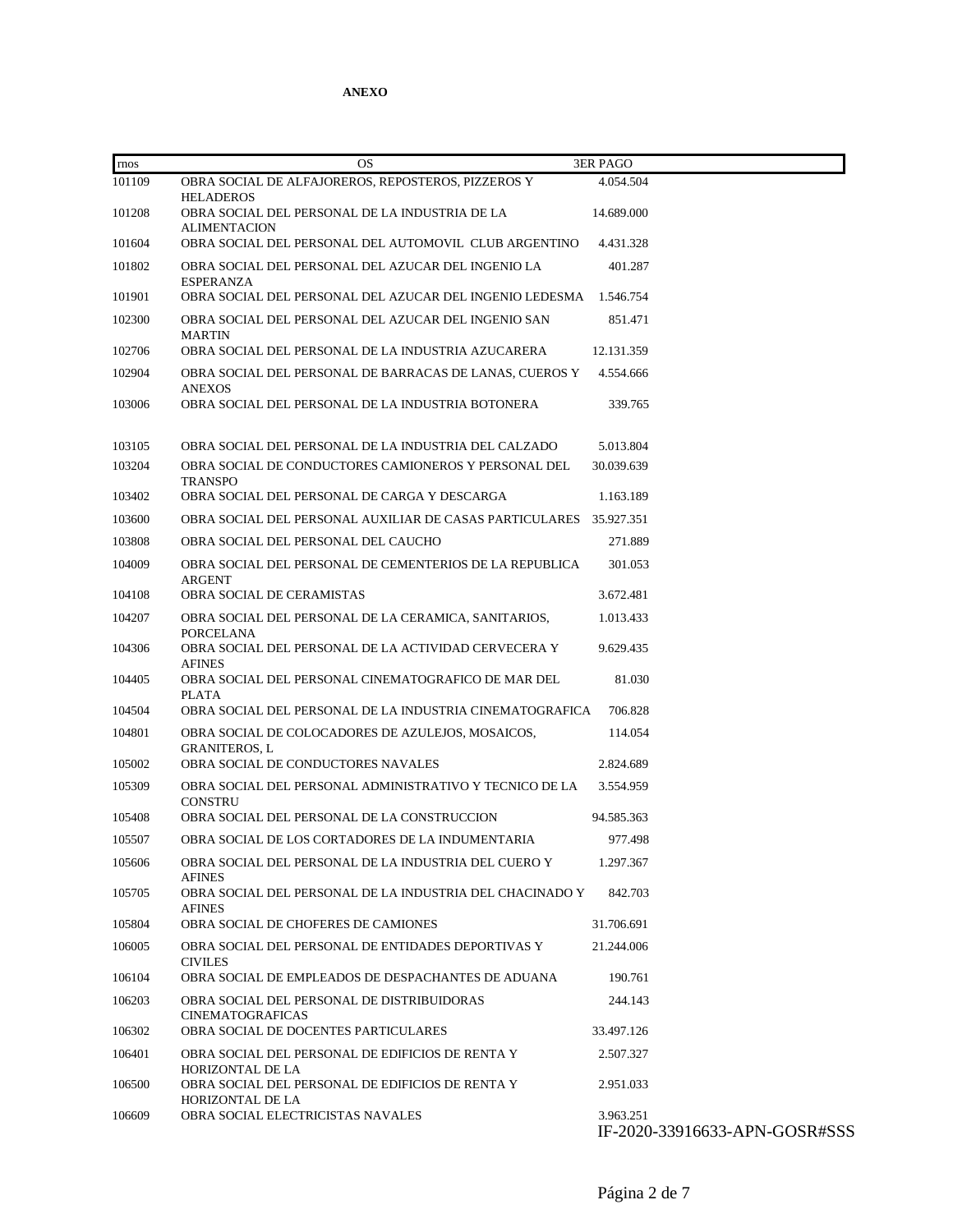**ANEXO**

| rnos | OS | 3ER PAGO |
| --- | --- | --- |
| 101109 | OBRA SOCIAL DE ALFAJOREROS, REPOSTEROS, PIZZEROS Y HELADEROS | 4.054.504 |
| 101208 | OBRA SOCIAL DEL PERSONAL DE LA INDUSTRIA DE LA ALIMENTACION | 14.689.000 |
| 101604 | OBRA SOCIAL DEL PERSONAL DEL AUTOMOVIL CLUB ARGENTINO | 4.431.328 |
| 101802 | OBRA SOCIAL DEL PERSONAL DEL AZUCAR DEL INGENIO LA ESPERANZA | 401.287 |
| 101901 | OBRA SOCIAL DEL PERSONAL DEL AZUCAR DEL INGENIO LEDESMA | 1.546.754 |
| 102300 | OBRA SOCIAL DEL PERSONAL DEL AZUCAR DEL INGENIO SAN MARTIN | 851.471 |
| 102706 | OBRA SOCIAL DEL PERSONAL DE LA INDUSTRIA AZUCARERA | 12.131.359 |
| 102904 | OBRA SOCIAL DEL PERSONAL DE BARRACAS DE LANAS, CUEROS Y ANEXOS | 4.554.666 |
| 103006 | OBRA SOCIAL DEL PERSONAL DE LA INDUSTRIA BOTONERA | 339.765 |
| 103105 | OBRA SOCIAL DEL PERSONAL DE LA INDUSTRIA DEL CALZADO | 5.013.804 |
| 103204 | OBRA SOCIAL DE CONDUCTORES CAMIONEROS Y PERSONAL DEL TRANSPO | 30.039.639 |
| 103402 | OBRA SOCIAL DEL PERSONAL DE CARGA Y DESCARGA | 1.163.189 |
| 103600 | OBRA SOCIAL DEL PERSONAL AUXILIAR DE CASAS PARTICULARES | 35.927.351 |
| 103808 | OBRA SOCIAL DEL PERSONAL DEL CAUCHO | 271.889 |
| 104009 | OBRA SOCIAL DEL PERSONAL DE CEMENTERIOS DE LA REPUBLICA ARGENT | 301.053 |
| 104108 | OBRA SOCIAL DE CERAMISTAS | 3.672.481 |
| 104207 | OBRA SOCIAL DEL PERSONAL DE LA CERAMICA, SANITARIOS, PORCELANA | 1.013.433 |
| 104306 | OBRA SOCIAL DEL PERSONAL DE LA ACTIVIDAD CERVECERA Y AFINES | 9.629.435 |
| 104405 | OBRA SOCIAL DEL PERSONAL CINEMATOGRAFICO DE MAR DEL PLATA | 81.030 |
| 104504 | OBRA SOCIAL DEL PERSONAL DE LA INDUSTRIA CINEMATOGRAFICA | 706.828 |
| 104801 | OBRA SOCIAL DE COLOCADORES DE AZULEJOS, MOSAICOS, GRANITEROS, L | 114.054 |
| 105002 | OBRA SOCIAL DE CONDUCTORES NAVALES | 2.824.689 |
| 105309 | OBRA SOCIAL DEL PERSONAL ADMINISTRATIVO Y TECNICO DE LA CONSTRU | 3.554.959 |
| 105408 | OBRA SOCIAL DEL PERSONAL DE LA CONSTRUCCION | 94.585.363 |
| 105507 | OBRA SOCIAL DE LOS CORTADORES DE LA INDUMENTARIA | 977.498 |
| 105606 | OBRA SOCIAL DEL PERSONAL DE LA INDUSTRIA DEL CUERO Y AFINES | 1.297.367 |
| 105705 | OBRA SOCIAL DEL PERSONAL DE LA INDUSTRIA DEL CHACINADO Y AFINES | 842.703 |
| 105804 | OBRA SOCIAL DE CHOFERES DE CAMIONES | 31.706.691 |
| 106005 | OBRA SOCIAL DEL PERSONAL DE ENTIDADES DEPORTIVAS Y CIVILES | 21.244.006 |
| 106104 | OBRA SOCIAL DE EMPLEADOS DE DESPACHANTES DE ADUANA | 190.761 |
| 106203 | OBRA SOCIAL DEL PERSONAL DE DISTRIBUIDORAS CINEMATOGRAFICAS | 244.143 |
| 106302 | OBRA SOCIAL DE DOCENTES PARTICULARES | 33.497.126 |
| 106401 | OBRA SOCIAL DEL PERSONAL DE EDIFICIOS DE RENTA Y HORIZONTAL DE LA | 2.507.327 |
| 106500 | OBRA SOCIAL DEL PERSONAL DE EDIFICIOS DE RENTA Y HORIZONTAL DE LA | 2.951.033 |
| 106609 | OBRA SOCIAL ELECTRICISTAS NAVALES | 3.963.251 |

IF-2020-33916633-APN-GOSR#SSS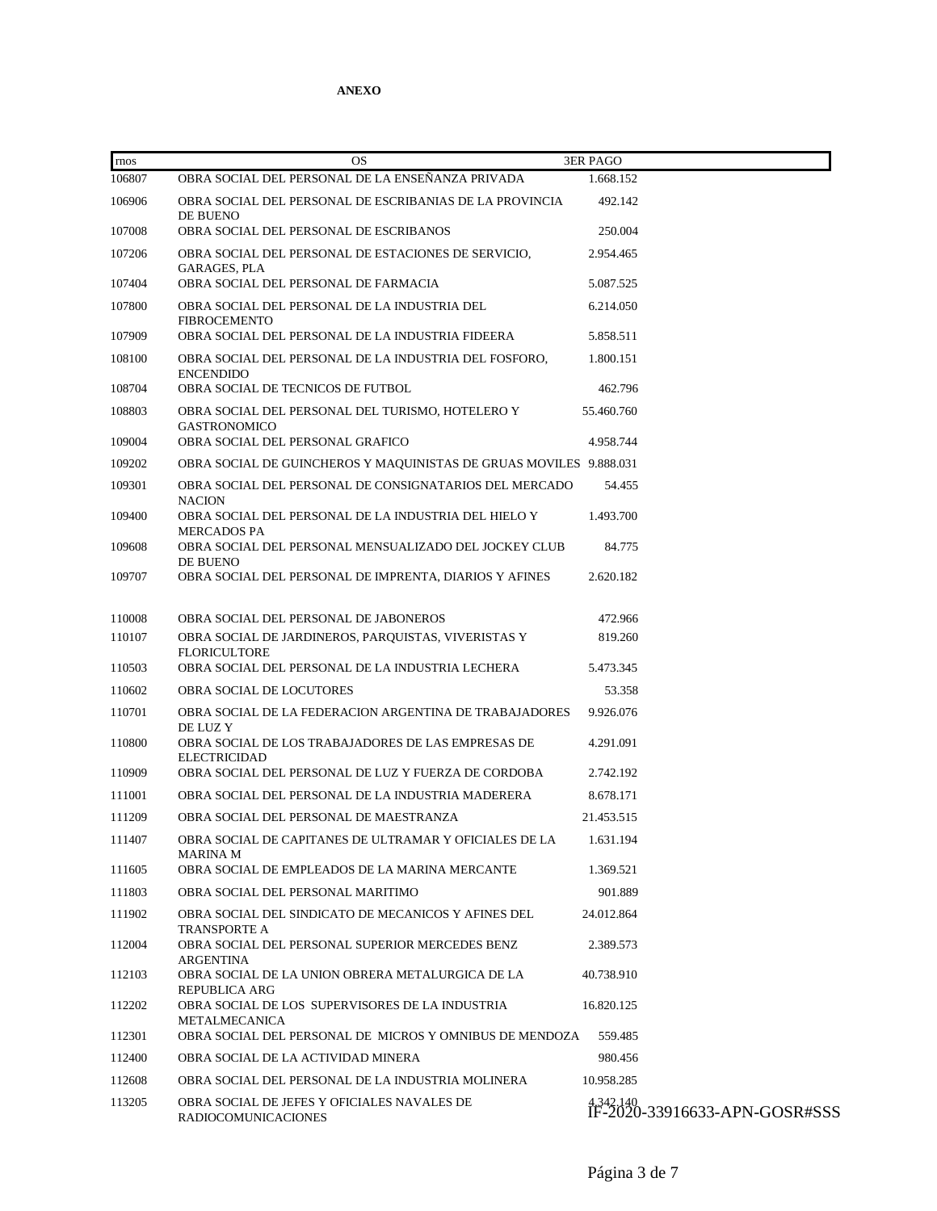**ANEXO**

| rnos | OS | 3ER PAGO |
|---|---|---|
| 106807 | OBRA SOCIAL DEL PERSONAL DE LA ENSEÑANZA PRIVADA | 1.668.152 |
| 106906 | OBRA SOCIAL DEL PERSONAL DE ESCRIBANIAS DE LA PROVINCIA DE BUENO | 492.142 |
| 107008 | OBRA SOCIAL DEL PERSONAL DE ESCRIBANOS | 250.004 |
| 107206 | OBRA SOCIAL DEL PERSONAL DE ESTACIONES DE SERVICIO, GARAGES, PLA | 2.954.465 |
| 107404 | OBRA SOCIAL DEL PERSONAL DE FARMACIA | 5.087.525 |
| 107800 | OBRA SOCIAL DEL PERSONAL DE LA INDUSTRIA DEL FIBROCEMENTO | 6.214.050 |
| 107909 | OBRA SOCIAL DEL PERSONAL DE LA INDUSTRIA FIDEERA | 5.858.511 |
| 108100 | OBRA SOCIAL DEL PERSONAL DE LA INDUSTRIA DEL FOSFORO, ENCENDIDO | 1.800.151 |
| 108704 | OBRA SOCIAL DE TECNICOS DE FUTBOL | 462.796 |
| 108803 | OBRA SOCIAL DEL PERSONAL DEL TURISMO, HOTELERO Y GASTRONOMICO | 55.460.760 |
| 109004 | OBRA SOCIAL DEL PERSONAL GRAFICO | 4.958.744 |
| 109202 | OBRA SOCIAL DE GUINCHEROS Y MAQUINISTAS DE GRUAS MOVILES | 9.888.031 |
| 109301 | OBRA SOCIAL DEL PERSONAL DE CONSIGNATARIOS DEL MERCADO NACION | 54.455 |
| 109400 | OBRA SOCIAL DEL PERSONAL DE LA INDUSTRIA DEL HIELO Y MERCADOS PA | 1.493.700 |
| 109608 | OBRA SOCIAL DEL PERSONAL MENSUALIZADO DEL JOCKEY CLUB DE BUENO | 84.775 |
| 109707 | OBRA SOCIAL DEL PERSONAL DE IMPRENTA, DIARIOS Y AFINES | 2.620.182 |
| 110008 | OBRA SOCIAL DEL PERSONAL DE JABONEROS | 472.966 |
| 110107 | OBRA SOCIAL DE JARDINEROS, PARQUISTAS, VIVERISTAS Y FLORICULTORE | 819.260 |
| 110503 | OBRA SOCIAL DEL PERSONAL DE LA INDUSTRIA LECHERA | 5.473.345 |
| 110602 | OBRA SOCIAL DE LOCUTORES | 53.358 |
| 110701 | OBRA SOCIAL DE LA FEDERACION ARGENTINA DE TRABAJADORES DE LUZ Y | 9.926.076 |
| 110800 | OBRA SOCIAL DE LOS TRABAJADORES DE LAS EMPRESAS DE ELECTRICIDAD | 4.291.091 |
| 110909 | OBRA SOCIAL DEL PERSONAL DE LUZ Y FUERZA DE CORDOBA | 2.742.192 |
| 111001 | OBRA SOCIAL DEL PERSONAL DE LA INDUSTRIA MADERERA | 8.678.171 |
| 111209 | OBRA SOCIAL DEL PERSONAL DE MAESTRANZA | 21.453.515 |
| 111407 | OBRA SOCIAL DE CAPITANES DE ULTRAMAR Y OFICIALES DE LA MARINA M | 1.631.194 |
| 111605 | OBRA SOCIAL DE EMPLEADOS DE LA MARINA MERCANTE | 1.369.521 |
| 111803 | OBRA SOCIAL DEL PERSONAL MARITIMO | 901.889 |
| 111902 | OBRA SOCIAL DEL SINDICATO DE MECANICOS Y AFINES DEL TRANSPORTE A | 24.012.864 |
| 112004 | OBRA SOCIAL DEL PERSONAL SUPERIOR MERCEDES BENZ ARGENTINA | 2.389.573 |
| 112103 | OBRA SOCIAL DE LA UNION OBRERA METALURGICA DE LA REPUBLICA ARG | 40.738.910 |
| 112202 | OBRA SOCIAL DE LOS SUPERVISORES DE LA INDUSTRIA METALMECANICA | 16.820.125 |
| 112301 | OBRA SOCIAL DEL PERSONAL DE MICROS Y OMNIBUS DE MENDOZA | 559.485 |
| 112400 | OBRA SOCIAL DE LA ACTIVIDAD MINERA | 980.456 |
| 112608 | OBRA SOCIAL DEL PERSONAL DE LA INDUSTRIA MOLINERA | 10.958.285 |
| 113205 | OBRA SOCIAL DE JEFES Y OFICIALES NAVALES DE RADIOCOMUNICACIONES | 4.342.140 |

IF-2020-33916633-APN-GOSR#SSS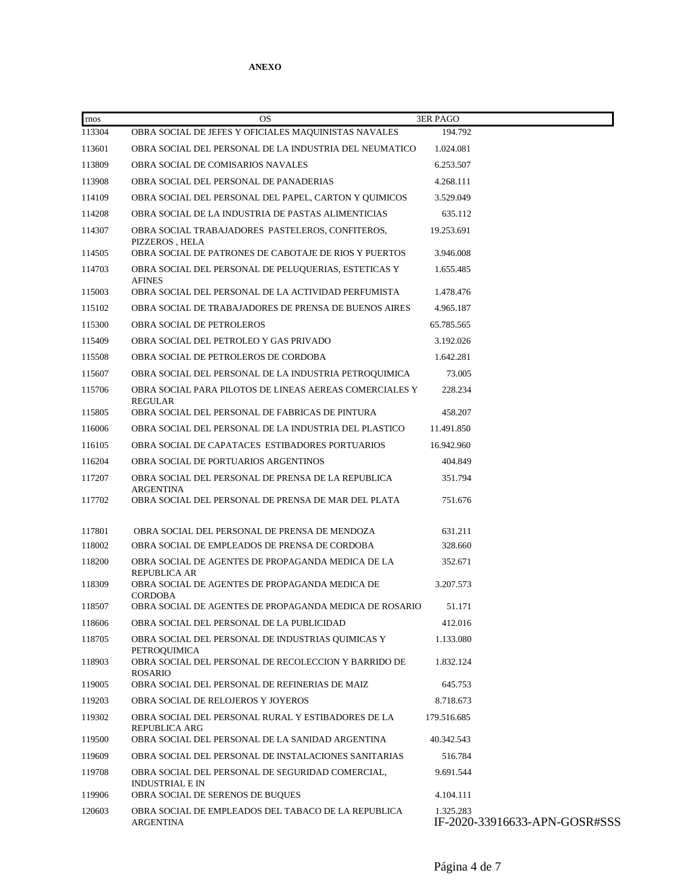**ANEXO**

| rnos | OS | 3ER PAGO |
|---|---|---|
| 113304 | OBRA SOCIAL DE JEFES Y OFICIALES MAQUINISTAS NAVALES | 194.792 |
| 113601 | OBRA SOCIAL DEL PERSONAL DE LA INDUSTRIA DEL NEUMATICO | 1.024.081 |
| 113809 | OBRA SOCIAL DE COMISARIOS NAVALES | 6.253.507 |
| 113908 | OBRA SOCIAL DEL PERSONAL DE PANADERIAS | 4.268.111 |
| 114109 | OBRA SOCIAL DEL PERSONAL DEL PAPEL, CARTON Y QUIMICOS | 3.529.049 |
| 114208 | OBRA SOCIAL DE LA INDUSTRIA DE PASTAS ALIMENTICIAS | 635.112 |
| 114307 | OBRA SOCIAL TRABAJADORES PASTELEROS, CONFITEROS, PIZZEROS , HELA | 19.253.691 |
| 114505 | OBRA SOCIAL DE PATRONES DE CABOTAJE DE RIOS Y PUERTOS | 3.946.008 |
| 114703 | OBRA SOCIAL DEL PERSONAL DE PELUQUERIAS, ESTETICAS Y AFINES | 1.655.485 |
| 115003 | OBRA SOCIAL DEL PERSONAL DE LA ACTIVIDAD PERFUMISTA | 1.478.476 |
| 115102 | OBRA SOCIAL DE TRABAJADORES DE PRENSA DE BUENOS AIRES | 4.965.187 |
| 115300 | OBRA SOCIAL DE PETROLEROS | 65.785.565 |
| 115409 | OBRA SOCIAL DEL PETROLEO Y GAS PRIVADO | 3.192.026 |
| 115508 | OBRA SOCIAL DE PETROLEROS DE CORDOBA | 1.642.281 |
| 115607 | OBRA SOCIAL DEL PERSONAL DE LA INDUSTRIA PETROQUIMICA | 73.005 |
| 115706 | OBRA SOCIAL PARA PILOTOS DE LINEAS AEREAS COMERCIALES Y REGULAR | 228.234 |
| 115805 | OBRA SOCIAL DEL PERSONAL DE FABRICAS DE PINTURA | 458.207 |
| 116006 | OBRA SOCIAL DEL PERSONAL DE LA INDUSTRIA DEL PLASTICO | 11.491.850 |
| 116105 | OBRA SOCIAL DE CAPATACES ESTIBADORES PORTUARIOS | 16.942.960 |
| 116204 | OBRA SOCIAL DE PORTUARIOS ARGENTINOS | 404.849 |
| 117207 | OBRA SOCIAL DEL PERSONAL DE PRENSA DE LA REPUBLICA ARGENTINA | 351.794 |
| 117702 | OBRA SOCIAL DEL PERSONAL DE PRENSA DE MAR DEL PLATA | 751.676 |
| 117801 | OBRA SOCIAL DEL PERSONAL DE PRENSA DE MENDOZA | 631.211 |
| 118002 | OBRA SOCIAL DE EMPLEADOS DE PRENSA DE CORDOBA | 328.660 |
| 118200 | OBRA SOCIAL DE AGENTES DE PROPAGANDA MEDICA DE LA REPUBLICA AR | 352.671 |
| 118309 | OBRA SOCIAL DE AGENTES DE PROPAGANDA MEDICA DE CORDOBA | 3.207.573 |
| 118507 | OBRA SOCIAL DE AGENTES DE PROPAGANDA MEDICA DE ROSARIO | 51.171 |
| 118606 | OBRA SOCIAL DEL PERSONAL DE LA PUBLICIDAD | 412.016 |
| 118705 | OBRA SOCIAL DEL PERSONAL DE INDUSTRIAS QUIMICAS Y PETROQUIMICA | 1.133.080 |
| 118903 | OBRA SOCIAL DEL PERSONAL DE RECOLECCION Y BARRIDO DE ROSARIO | 1.832.124 |
| 119005 | OBRA SOCIAL DEL PERSONAL DE REFINERIAS DE MAIZ | 645.753 |
| 119203 | OBRA SOCIAL DE RELOJEROS Y JOYEROS | 8.718.673 |
| 119302 | OBRA SOCIAL DEL PERSONAL RURAL Y ESTIBADORES DE LA REPUBLICA ARG | 179.516.685 |
| 119500 | OBRA SOCIAL DEL PERSONAL DE LA SANIDAD ARGENTINA | 40.342.543 |
| 119609 | OBRA SOCIAL DEL PERSONAL DE INSTALACIONES SANITARIAS | 516.784 |
| 119708 | OBRA SOCIAL DEL PERSONAL DE SEGURIDAD COMERCIAL, INDUSTRIAL E IN | 9.691.544 |
| 119906 | OBRA SOCIAL DE SERENOS DE BUQUES | 4.104.111 |
| 120603 | OBRA SOCIAL DE EMPLEADOS DEL TABACO DE LA REPUBLICA ARGENTINA | 1.325.283 |

IF-2020-33916633-APN-GOSR#SSS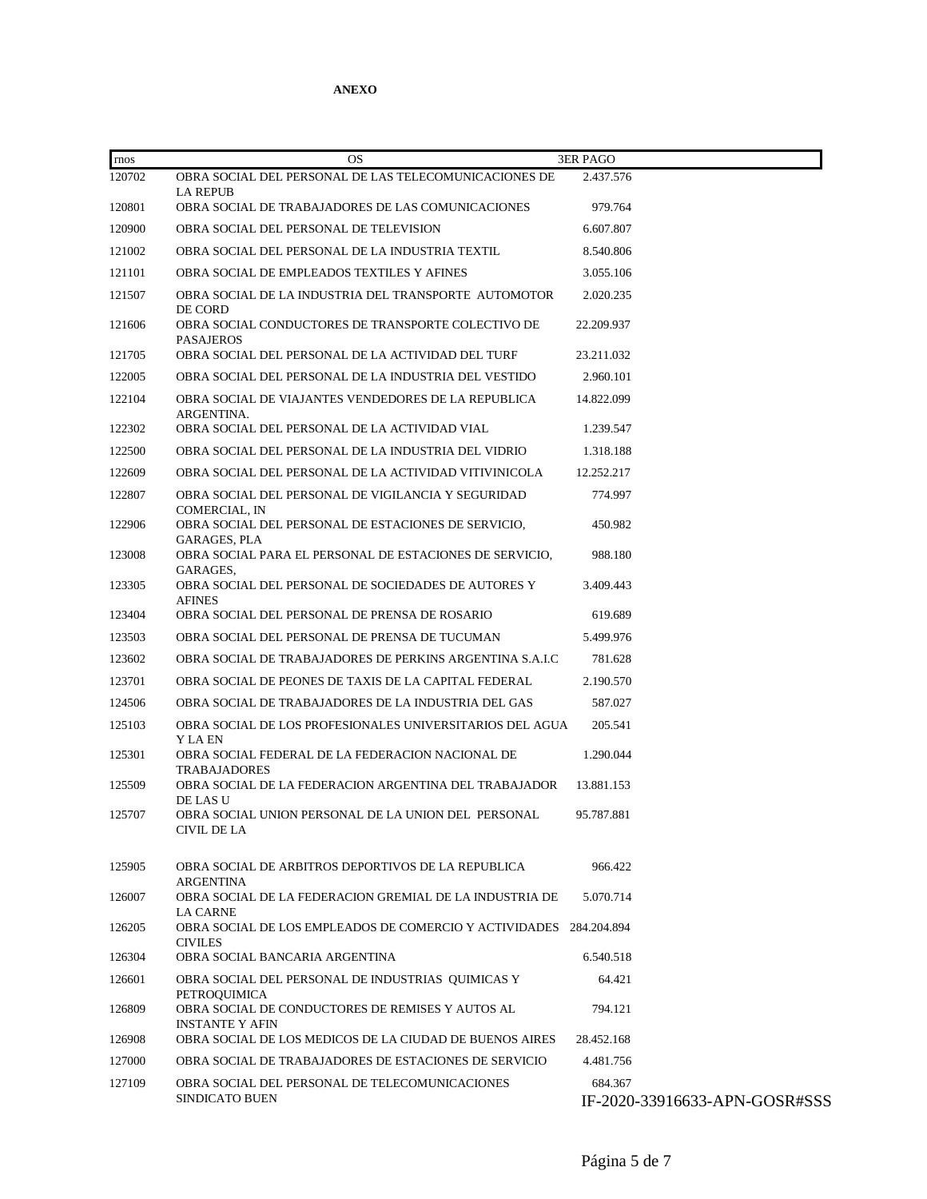**ANEXO**

| rnos | OS | 3ER PAGO |
|---|---|---|
| 120702 | OBRA SOCIAL DEL PERSONAL DE LAS TELECOMUNICACIONES DE LA REPUB | 2.437.576 |
| 120801 | OBRA SOCIAL DE TRABAJADORES DE LAS COMUNICACIONES | 979.764 |
| 120900 | OBRA SOCIAL DEL PERSONAL DE TELEVISION | 6.607.807 |
| 121002 | OBRA SOCIAL DEL PERSONAL DE LA INDUSTRIA TEXTIL | 8.540.806 |
| 121101 | OBRA SOCIAL DE EMPLEADOS TEXTILES Y AFINES | 3.055.106 |
| 121507 | OBRA SOCIAL DE LA INDUSTRIA DEL TRANSPORTE AUTOMOTOR DE CORD | 2.020.235 |
| 121606 | OBRA SOCIAL CONDUCTORES DE TRANSPORTE COLECTIVO DE PASAJEROS | 22.209.937 |
| 121705 | OBRA SOCIAL DEL PERSONAL DE LA ACTIVIDAD DEL TURF | 23.211.032 |
| 122005 | OBRA SOCIAL DEL PERSONAL DE LA INDUSTRIA DEL VESTIDO | 2.960.101 |
| 122104 | OBRA SOCIAL DE VIAJANTES VENDEDORES DE LA REPUBLICA ARGENTINA. | 14.822.099 |
| 122302 | OBRA SOCIAL DEL PERSONAL DE LA ACTIVIDAD VIAL | 1.239.547 |
| 122500 | OBRA SOCIAL DEL PERSONAL DE LA INDUSTRIA DEL VIDRIO | 1.318.188 |
| 122609 | OBRA SOCIAL DEL PERSONAL DE LA ACTIVIDAD VITIVINICOLA | 12.252.217 |
| 122807 | OBRA SOCIAL DEL PERSONAL DE VIGILANCIA Y SEGURIDAD COMERCIAL, IN | 774.997 |
| 122906 | OBRA SOCIAL DEL PERSONAL DE ESTACIONES DE SERVICIO, GARAGES, PLA | 450.982 |
| 123008 | OBRA SOCIAL PARA EL PERSONAL DE ESTACIONES DE SERVICIO, GARAGES, | 988.180 |
| 123305 | OBRA SOCIAL DEL PERSONAL DE SOCIEDADES DE AUTORES Y AFINES | 3.409.443 |
| 123404 | OBRA SOCIAL DEL PERSONAL DE PRENSA DE ROSARIO | 619.689 |
| 123503 | OBRA SOCIAL DEL PERSONAL DE PRENSA DE TUCUMAN | 5.499.976 |
| 123602 | OBRA SOCIAL DE TRABAJADORES DE PERKINS ARGENTINA S.A.I.C | 781.628 |
| 123701 | OBRA SOCIAL DE PEONES DE TAXIS DE LA CAPITAL FEDERAL | 2.190.570 |
| 124506 | OBRA SOCIAL DE TRABAJADORES DE LA INDUSTRIA DEL GAS | 587.027 |
| 125103 | OBRA SOCIAL DE LOS PROFESIONALES UNIVERSITARIOS DEL AGUA Y LA EN | 205.541 |
| 125301 | OBRA SOCIAL FEDERAL DE LA FEDERACION NACIONAL DE TRABAJADORES | 1.290.044 |
| 125509 | OBRA SOCIAL DE LA FEDERACION ARGENTINA DEL TRABAJADOR DE LAS U | 13.881.153 |
| 125707 | OBRA SOCIAL UNION PERSONAL DE LA UNION DEL PERSONAL CIVIL DE LA | 95.787.881 |
| 125905 | OBRA SOCIAL DE ARBITROS DEPORTIVOS DE LA REPUBLICA ARGENTINA | 966.422 |
| 126007 | OBRA SOCIAL DE LA FEDERACION GREMIAL DE LA INDUSTRIA DE LA CARNE | 5.070.714 |
| 126205 | OBRA SOCIAL DE LOS EMPLEADOS DE COMERCIO Y ACTIVIDADES CIVILES | 284.204.894 |
| 126304 | OBRA SOCIAL BANCARIA ARGENTINA | 6.540.518 |
| 126601 | OBRA SOCIAL DEL PERSONAL DE INDUSTRIAS QUIMICAS Y PETROQUIMICA | 64.421 |
| 126809 | OBRA SOCIAL DE CONDUCTORES DE REMISES Y AUTOS AL INSTANTE Y AFIN | 794.121 |
| 126908 | OBRA SOCIAL DE LOS MEDICOS DE LA CIUDAD DE BUENOS AIRES | 28.452.168 |
| 127000 | OBRA SOCIAL DE TRABAJADORES DE ESTACIONES DE SERVICIO | 4.481.756 |
| 127109 | OBRA SOCIAL DEL PERSONAL DE TELECOMUNICACIONES SINDICATO BUEN | 684.367 |

IF-2020-33916633-APN-GOSR#SSS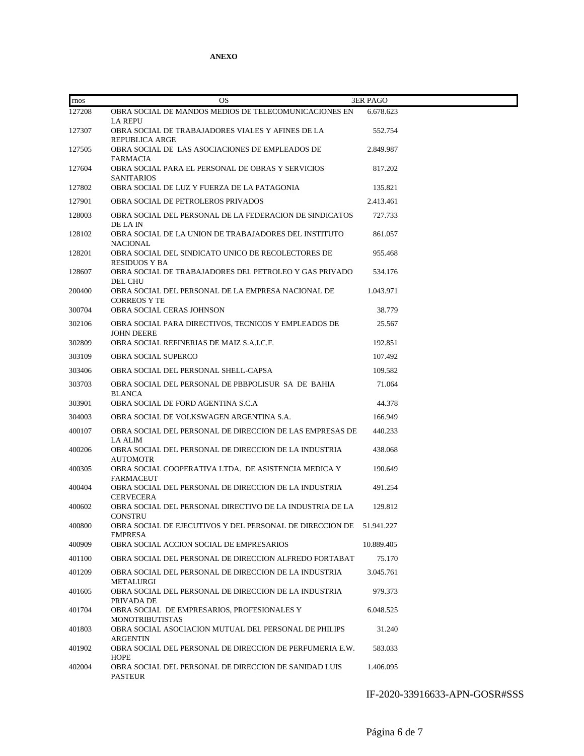**ANEXO**

| rnos | OS | 3ER PAGO |
|---|---|---|
| 127208 | OBRA SOCIAL DE MANDOS MEDIOS DE TELECOMUNICACIONES EN LA REPU | 6.678.623 |
| 127307 | OBRA SOCIAL DE TRABAJADORES VIALES Y AFINES DE LA REPUBLICA ARGE | 552.754 |
| 127505 | OBRA SOCIAL DE LAS ASOCIACIONES DE EMPLEADOS DE FARMACIA | 2.849.987 |
| 127604 | OBRA SOCIAL PARA EL PERSONAL DE OBRAS Y SERVICIOS SANITARIOS | 817.202 |
| 127802 | OBRA SOCIAL DE LUZ Y FUERZA DE LA PATAGONIA | 135.821 |
| 127901 | OBRA SOCIAL DE PETROLEROS PRIVADOS | 2.413.461 |
| 128003 | OBRA SOCIAL DEL PERSONAL DE LA FEDERACION DE SINDICATOS DE LA IN | 727.733 |
| 128102 | OBRA SOCIAL DE LA UNION DE TRABAJADORES DEL INSTITUTO NACIONAL | 861.057 |
| 128201 | OBRA SOCIAL DEL SINDICATO UNICO DE RECOLECTORES DE RESIDUOS Y BA | 955.468 |
| 128607 | OBRA SOCIAL DE TRABAJADORES DEL PETROLEO Y GAS PRIVADO DEL CHU | 534.176 |
| 200400 | OBRA SOCIAL DEL PERSONAL DE LA EMPRESA NACIONAL DE CORREOS Y TE | 1.043.971 |
| 300704 | OBRA SOCIAL CERAS JOHNSON | 38.779 |
| 302106 | OBRA SOCIAL PARA DIRECTIVOS, TECNICOS Y EMPLEADOS DE JOHN DEERE | 25.567 |
| 302809 | OBRA SOCIAL REFINERIAS DE MAIZ S.A.I.C.F. | 192.851 |
| 303109 | OBRA SOCIAL SUPERCO | 107.492 |
| 303406 | OBRA SOCIAL DEL PERSONAL SHELL-CAPSA | 109.582 |
| 303703 | OBRA SOCIAL DEL PERSONAL DE PBBPOLISUR SA DE BAHIA BLANCA | 71.064 |
| 303901 | OBRA SOCIAL DE FORD AGENTINA S.C.A | 44.378 |
| 304003 | OBRA SOCIAL DE VOLKSWAGEN ARGENTINA S.A. | 166.949 |
| 400107 | OBRA SOCIAL DEL PERSONAL DE DIRECCION DE LAS EMPRESAS DE LA ALIM | 440.233 |
| 400206 | OBRA SOCIAL DEL PERSONAL DE DIRECCION DE LA INDUSTRIA AUTOMOTR | 438.068 |
| 400305 | OBRA SOCIAL COOPERATIVA LTDA. DE ASISTENCIA MEDICA Y FARMACEUT | 190.649 |
| 400404 | OBRA SOCIAL DEL PERSONAL DE DIRECCION DE LA INDUSTRIA CERVECERA | 491.254 |
| 400602 | OBRA SOCIAL DEL PERSONAL DIRECTIVO DE LA INDUSTRIA DE LA CONSTRU | 129.812 |
| 400800 | OBRA SOCIAL DE EJECUTIVOS Y DEL PERSONAL DE DIRECCION DE EMPRESA | 51.941.227 |
| 400909 | OBRA SOCIAL ACCION SOCIAL DE EMPRESARIOS | 10.889.405 |
| 401100 | OBRA SOCIAL DEL PERSONAL DE DIRECCION ALFREDO FORTABAT | 75.170 |
| 401209 | OBRA SOCIAL DEL PERSONAL DE DIRECCION DE LA INDUSTRIA METALURGI | 3.045.761 |
| 401605 | OBRA SOCIAL DEL PERSONAL DE DIRECCION DE LA INDUSTRIA PRIVADA DE | 979.373 |
| 401704 | OBRA SOCIAL DE EMPRESARIOS, PROFESIONALES Y MONOTRIBUTISTAS | 6.048.525 |
| 401803 | OBRA SOCIAL ASOCIACION MUTUAL DEL PERSONAL DE PHILIPS ARGENTIN | 31.240 |
| 401902 | OBRA SOCIAL DEL PERSONAL DE DIRECCION DE PERFUMERIA E.W. HOPE | 583.033 |
| 402004 | OBRA SOCIAL DEL PERSONAL DE DIRECCION DE SANIDAD LUIS PASTEUR | 1.406.095 |

IF-2020-33916633-APN-GOSR#SSS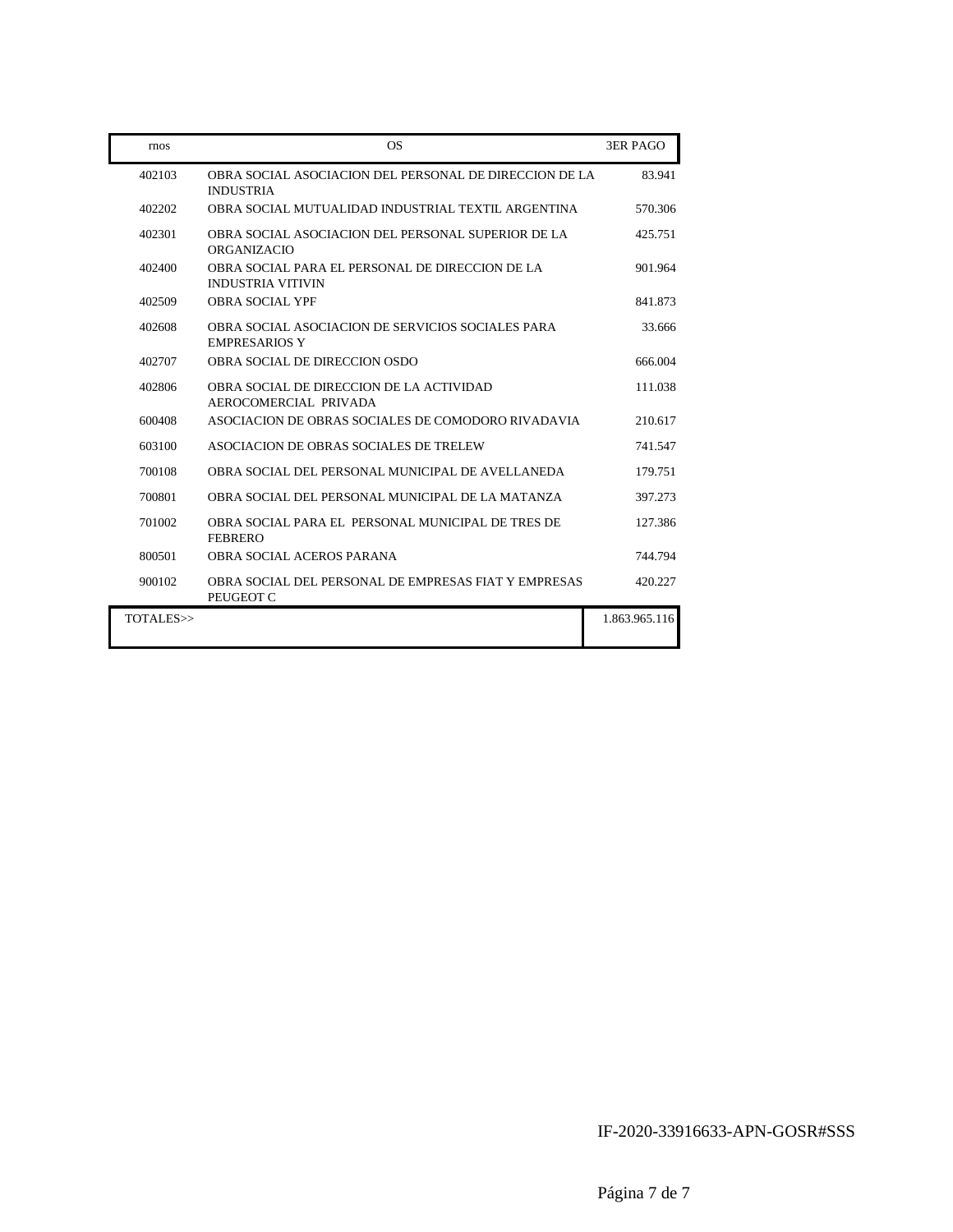| rnos | OS | 3ER PAGO |
|---|---|---|
| 402103 | OBRA SOCIAL ASOCIACION DEL PERSONAL DE DIRECCION DE LA INDUSTRIA | 83.941 |
| 402202 | OBRA SOCIAL MUTUALIDAD INDUSTRIAL TEXTIL ARGENTINA | 570.306 |
| 402301 | OBRA SOCIAL ASOCIACION DEL PERSONAL SUPERIOR DE LA ORGANIZACIO | 425.751 |
| 402400 | OBRA SOCIAL PARA EL PERSONAL DE DIRECCION DE LA INDUSTRIA VITIVIN | 901.964 |
| 402509 | OBRA SOCIAL YPF | 841.873 |
| 402608 | OBRA SOCIAL ASOCIACION DE SERVICIOS SOCIALES PARA EMPRESARIOS Y | 33.666 |
| 402707 | OBRA SOCIAL DE DIRECCION OSDO | 666.004 |
| 402806 | OBRA SOCIAL DE DIRECCION DE LA ACTIVIDAD AEROCOMERCIAL PRIVADA | 111.038 |
| 600408 | ASOCIACION DE OBRAS SOCIALES DE COMODORO RIVADAVIA | 210.617 |
| 603100 | ASOCIACION DE OBRAS SOCIALES DE TRELEW | 741.547 |
| 700108 | OBRA SOCIAL DEL PERSONAL MUNICIPAL DE AVELLANEDA | 179.751 |
| 700801 | OBRA SOCIAL DEL PERSONAL MUNICIPAL DE LA MATANZA | 397.273 |
| 701002 | OBRA SOCIAL PARA EL PERSONAL MUNICIPAL DE TRES DE FEBRERO | 127.386 |
| 800501 | OBRA SOCIAL ACEROS PARANA | 744.794 |
| 900102 | OBRA SOCIAL DEL PERSONAL DE EMPRESAS FIAT Y EMPRESAS PEUGEOT C | 420.227 |
| TOTALES>> | | 1.863.965.116 |

IF-2020-33916633-APN-GOSR#SSS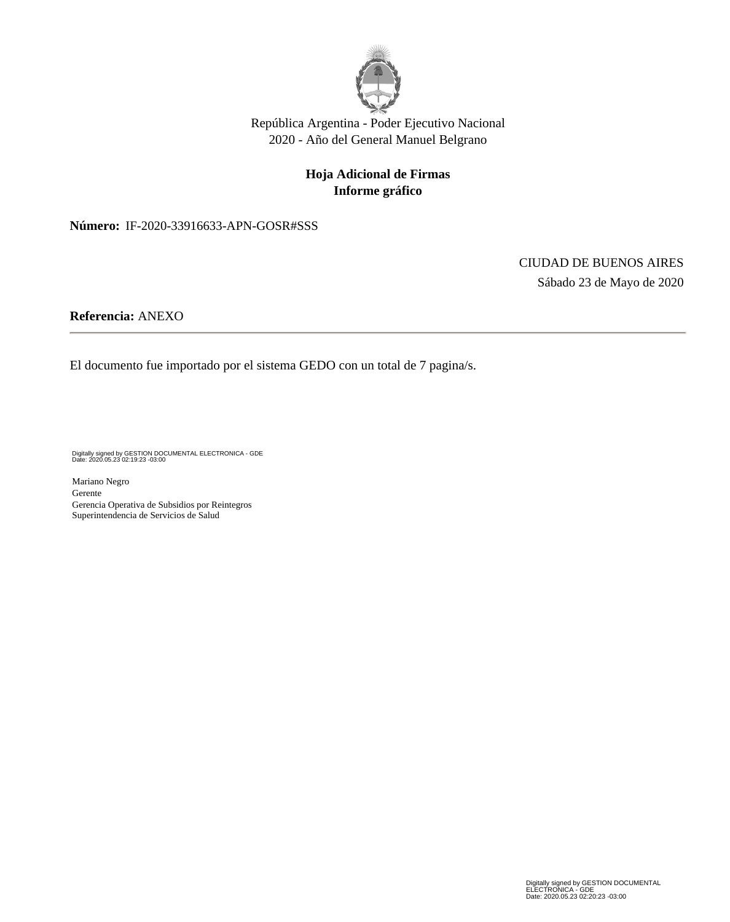República Argentina - Poder Ejecutivo Nacional
2020 - Año del General Manuel Belgrano

**Hoja Adicional de Firmas**
**Informe gráfico**

**Número:** IF-2020-33916633-APN-GOSR#SSS

CIUDAD DE BUENOS AIRES
Sábado 23 de Mayo de 2020

**Referencia:** ANEXO

---

El documento fue importado por el sistema GEDO con un total de 7 pagina/s.

Digitally signed by GESTION DOCUMENTAL ELECTRONICA - GDE
Date: 2020.05.23 02:19:23 -03:00

Mariano Negro
Gerente
Gerencia Operativa de Subsidios por Reintegros
Superintendencia de Servicios de Salud

Digitally signed by GESTION DOCUMENTAL ELECTRONICA - GDE
Date: 2020.05.23 02:20:23 -03:00